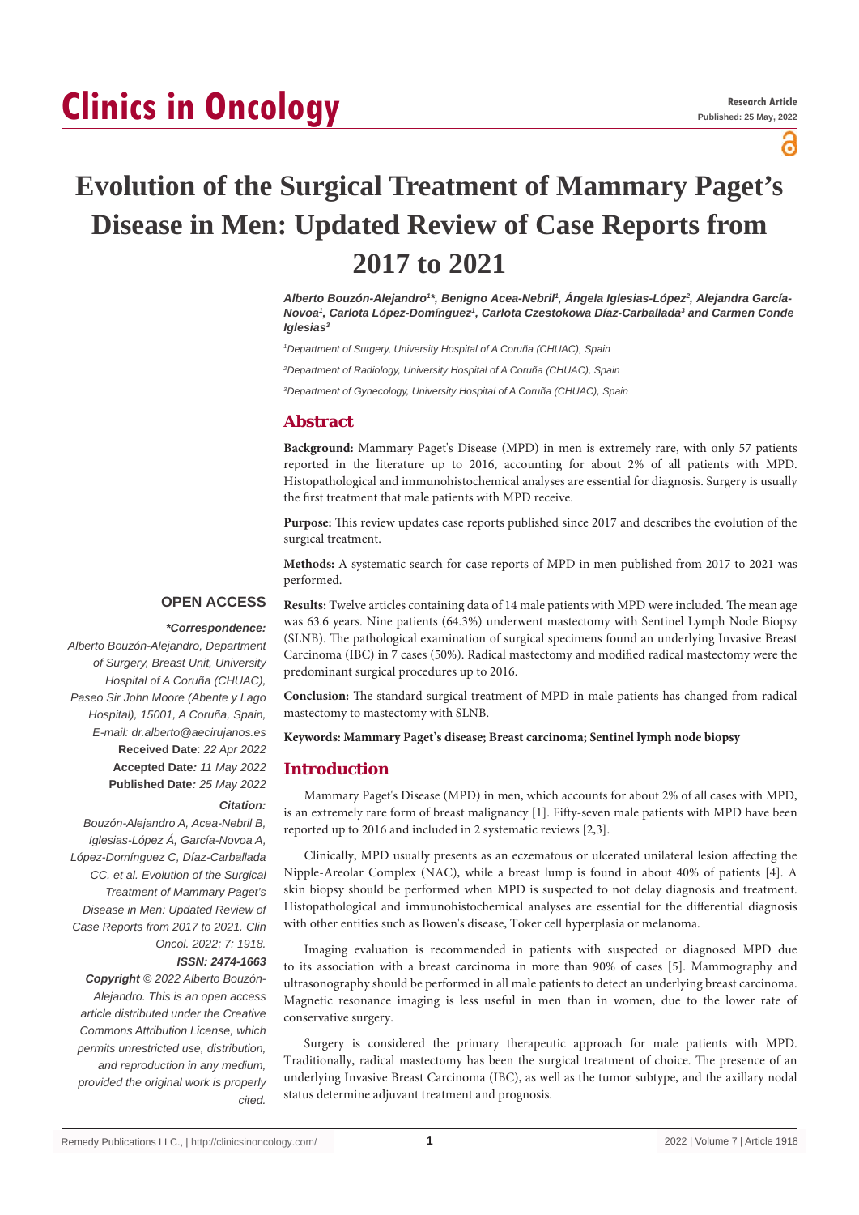# Evolution of the Surgical Treatment of Mammary Paget's Disease in Men: Updated Review of Case Reports from 2017 to 2021

*Alberto Bouzón-Alejandro[1]\*, Benigno Acea-Nebril[1], Ángela Iglesias-López[2], Alejandra García-Novoa[1], Carlota López-Domínguez[1], Carlota Czestokowa Díaz-Carballada[3] and Carmen Conde Iglesias[3]*

[1]Department of Surgery, University Hospital of A Coruña (CHUAC), Spain

[2]Department of Radiology, University Hospital of A Coruña (CHUAC), Spain

[3]Department of Gynecology, University Hospital of A Coruña (CHUAC), Spain

## Abstract

**Background:** Mammary Paget's Disease (MPD) in men is extremely rare, with only 57 patients reported in the literature up to 2016, accounting for about 2% of all patients with MPD. Histopathological and immunohistochemical analyses are essential for diagnosis. Surgery is usually the first treatment that male patients with MPD receive.

**Purpose:** This review updates case reports published since 2017 and describes the evolution of the surgical treatment.

**Methods:** A systematic search for case reports of MPD in men published from 2017 to 2021 was performed.

**Results:** Twelve articles containing data of 14 male patients with MPD were included. The mean age was 63.6 years. Nine patients (64.3%) underwent mastectomy with Sentinel Lymph Node Biopsy (SLNB). The pathological examination of surgical specimens found an underlying Invasive Breast Carcinoma (IBC) in 7 cases (50%). Radical mastectomy and modified radical mastectomy were the predominant surgical procedures up to 2016.

**Conclusion:** The standard surgical treatment of MPD in male patients has changed from radical mastectomy to mastectomy with SLNB.

**Keywords: Mammary Paget's disease; Breast carcinoma; Sentinel lymph node biopsy**

**OPEN ACCESS**

***Correspondence:***

*Alberto Bouzón-Alejandro, Department of Surgery, Breast Unit, University Hospital of A Coruña (CHUAC), Paseo Sir John Moore (Abente y Lago Hospital), 15001, A Coruña, Spain,*

*E-mail: dr.alberto@aecirujanos.es*

**Received Date**: *22 Apr 2022*

**Accepted Date***: 11 May 2022*

**Published Date***: 25 May 2022*

***Citation:***

*Bouzón-Alejandro A, Acea-Nebril B, Iglesias-López Á, García-Novoa A, López-Domínguez C, Díaz-Carballada CC, et al. Evolution of the Surgical Treatment of Mammary Paget's Disease in Men: Updated Review of Case Reports from 2017 to 2021. Clin Oncol. 2022; 7: 1918.*

***ISSN: 2474-1663***

***Copyright** © 2022 Alberto Bouzón-Alejandro. This is an open access article distributed under the Creative Commons Attribution License, which permits unrestricted use, distribution, and reproduction in any medium, provided the original work is properly cited.*

## Introduction

Mammary Paget's Disease (MPD) in men, which accounts for about 2% of all cases with MPD, is an extremely rare form of breast malignancy [1]. Fifty-seven male patients with MPD have been reported up to 2016 and included in 2 systematic reviews [2,3].

Clinically, MPD usually presents as an eczematous or ulcerated unilateral lesion affecting the Nipple-Areolar Complex (NAC), while a breast lump is found in about 40% of patients [4]. A skin biopsy should be performed when MPD is suspected to not delay diagnosis and treatment. Histopathological and immunohistochemical analyses are essential for the differential diagnosis with other entities such as Bowen's disease, Toker cell hyperplasia or melanoma.

Imaging evaluation is recommended in patients with suspected or diagnosed MPD due to its association with a breast carcinoma in more than 90% of cases [5]. Mammography and ultrasonography should be performed in all male patients to detect an underlying breast carcinoma. Magnetic resonance imaging is less useful in men than in women, due to the lower rate of conservative surgery.

Surgery is considered the primary therapeutic approach for male patients with MPD. Traditionally, radical mastectomy has been the surgical treatment of choice. The presence of an underlying Invasive Breast Carcinoma (IBC), as well as the tumor subtype, and the axillary nodal status determine adjuvant treatment and prognosis.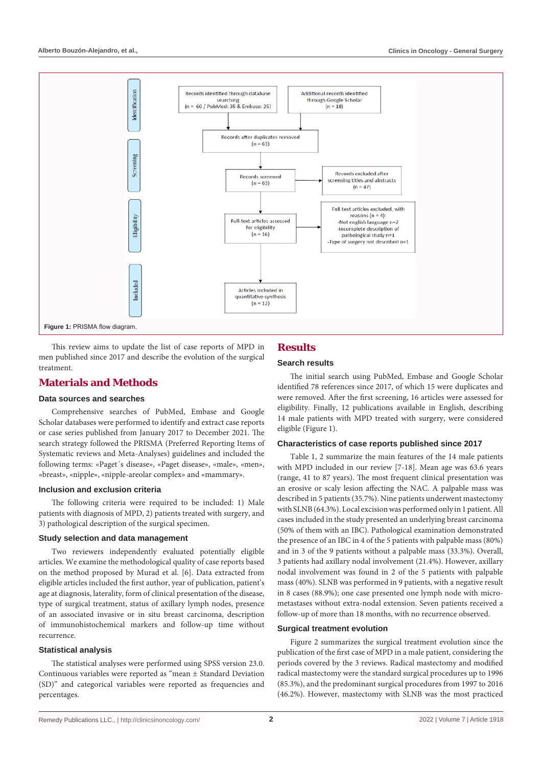Figure 1: PRISMA flow diagram.

This review aims to update the list of case reports of MPD in men published since 2017 and describe the evolution of the surgical treatment.

## Materials and Methods

### Data sources and searches

Comprehensive searches of PubMed, Embase and Google Scholar databases were performed to identify and extract case reports or case series published from January 2017 to December 2021. The search strategy followed the PRISMA (Preferred Reporting Items of Systematic reviews and Meta-Analyses) guidelines and included the following terms: «Paget´s disease», «Paget disease», «male», «men», «breast», «nipple», «nipple-areolar complex» and «mammary».

### Inclusion and exclusion criteria

The following criteria were required to be included: 1) Male patients with diagnosis of MPD, 2) patients treated with surgery, and 3) pathological description of the surgical specimen.

### Study selection and data management

Two reviewers independently evaluated potentially eligible articles. We examine the methodological quality of case reports based on the method proposed by Murad et al. [6]. Data extracted from eligible articles included the first author, year of publication, patient's age at diagnosis, laterality, form of clinical presentation of the disease, type of surgical treatment, status of axillary lymph nodes, presence of an associated invasive or in situ breast carcinoma, description of immunohistochemical markers and follow-up time without recurrence.

### Statistical analysis

The statistical analyses were performed using SPSS version 23.0. Continuous variables were reported as "mean ± Standard Deviation (SD)" and categorical variables were reported as frequencies and percentages.

## Results

### Search results

The initial search using PubMed, Embase and Google Scholar identified 78 references since 2017, of which 15 were duplicates and were removed. After the first screening, 16 articles were assessed for eligibility. Finally, 12 publications available in English, describing 14 male patients with MPD treated with surgery, were considered eligible (Figure 1).

### Characteristics of case reports published since 2017

Table 1, 2 summarize the main features of the 14 male patients with MPD included in our review [7-18]. Mean age was 63.6 years (range, 41 to 87 years). The most frequent clinical presentation was an erosive or scaly lesion affecting the NAC. A palpable mass was described in 5 patients (35.7%). Nine patients underwent mastectomy with SLNB (64.3%). Local excision was performed only in 1 patient. All cases included in the study presented an underlying breast carcinoma (50% of them with an IBC). Pathological examination demonstrated the presence of an IBC in 4 of the 5 patients with palpable mass (80%) and in 3 of the 9 patients without a palpable mass (33.3%). Overall, 3 patients had axillary nodal involvement (21.4%). However, axillary nodal involvement was found in 2 of the 5 patients with palpable mass (40%). SLNB was performed in 9 patients, with a negative result in 8 cases (88.9%); one case presented one lymph node with micro-metastases without extra-nodal extension. Seven patients received a follow-up of more than 18 months, with no recurrence observed.

### Surgical treatment evolution

Figure 2 summarizes the surgical treatment evolution since the publication of the first case of MPD in a male patient, considering the periods covered by the 3 reviews. Radical mastectomy and modified radical mastectomy were the standard surgical procedures up to 1996 (85.3%), and the predominant surgical procedures from 1997 to 2016 (46.2%). However, mastectomy with SLNB was the most practiced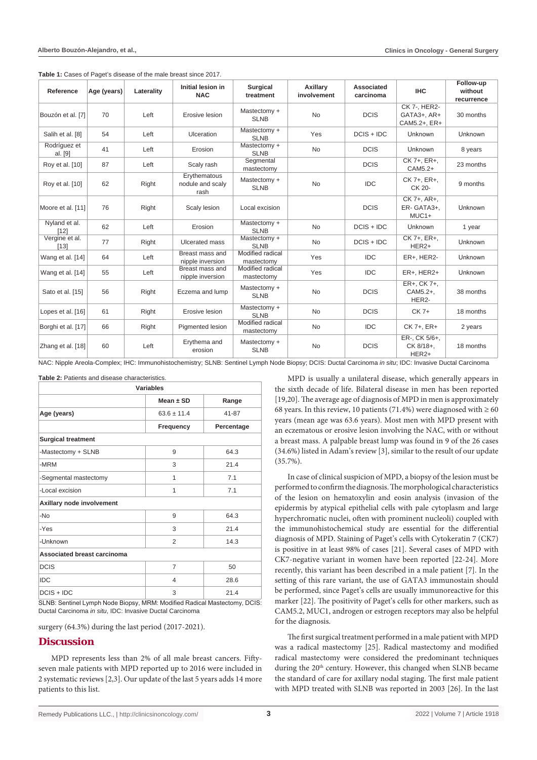**Table 1:** Cases of Paget's disease of the male breast since 2017.

| Reference | Age (years) | Laterality | Initial lesion in NAC | Surgical treatment | Axillary involvement | Associated carcinoma | IHC | Follow-up without recurrence |
|---|---|---|---|---|---|---|---|---|
| Bouzón et al. [7] | 70 | Left | Erosive lesion | Mastectomy + SLNB | No | DCIS | CK 7-, HER2- GATA3+, AR+ CAM5.2+, ER+ | 30 months |
| Salih et al. [8] | 54 | Left | Ulceration | Mastectomy + SLNB | Yes | DCIS + IDC | Unknown | Unknown |
| Rodríguez et al. [9] | 41 | Left | Erosion | Mastectomy + SLNB | No | DCIS | Unknown | 8 years |
| Roy et al. [10] | 87 | Left | Scaly rash | Segmental mastectomy | | DCIS | CK 7+, ER+, CAM5.2+ | 23 months |
| Roy et al. [10] | 62 | Right | Erythematous nodule and scaly rash | Mastectomy + SLNB | No | IDC | CK 7+, ER+, CK 20- | 9 months |
| Moore et al. [11] | 76 | Right | Scaly lesion | Local excision | | DCIS | CK 7+, AR+, ER- GATA3+, MUC1+ | Unknown |
| Nyland et al. [12] | 62 | Left | Erosion | Mastectomy + SLNB | No | DCIS + IDC | Unknown | 1 year |
| Vergine et al. [13] | 77 | Right | Ulcerated mass | Mastectomy + SLNB | No | DCIS + IDC | CK 7+, ER+, HER2+ | Unknown |
| Wang et al. [14] | 64 | Left | Breast mass and nipple inversion | Modified radical mastectomy | Yes | IDC | ER+, HER2- | Unknown |
| Wang et al. [14] | 55 | Left | Breast mass and nipple inversion | Modified radical mastectomy | Yes | IDC | ER+, HER2+ | Unknown |
| Sato et al. [15] | 56 | Right | Eczema and lump | Mastectomy + SLNB | No | DCIS | ER+, CK 7+, CAM5.2+, HER2- | 38 months |
| Lopes et al. [16] | 61 | Right | Erosive lesion | Mastectomy + SLNB | No | DCIS | CK 7+ | 18 months |
| Borghi et al. [17] | 66 | Right | Pigmented lesion | Modified radical mastectomy | No | IDC | CK 7+, ER+ | 2 years |
| Zhang et al. [18] | 60 | Left | Erythema and erosion | Mastectomy + SLNB | No | DCIS | ER-, CK 5/6+, CK 8/18+, HER2+ | 18 months |

NAC: Nipple Areola-Complex; IHC: Immunohistochemistry; SLNB: Sentinel Lymph Node Biopsy; DCIS: Ductal Carcinoma *in situ*; IDC: Invasive Ductal Carcinoma

**Table 2:** Patients and disease characteristics.

| Variables | | |
|---|---|---|
| | **Mean ± SD** | **Range** |
| **Age (years)** | 63.6 ± 11.4 | 41-87 |
| | **Frequency** | **Percentage** |
| **Surgical treatment** | | |
| -Mastectomy + SLNB | 9 | 64.3 |
| -MRM | 3 | 21.4 |
| -Segmental mastectomy | 1 | 7.1 |
| -Local excision | 1 | 7.1 |
| **Axillary node involvement** | | |
| -No | 9 | 64.3 |
| -Yes | 3 | 21.4 |
| -Unknown | 2 | 14.3 |
| **Associated breast carcinoma** | | |
| DCIS | 7 | 50 |
| IDC | 4 | 28.6 |
| DCIS + IDC | 3 | 21.4 |

SLNB: Sentinel Lymph Node Biopsy, MRM: Modified Radical Mastectomy, DCIS: Ductal Carcinoma *in situ*, IDC: Invasive Ductal Carcinoma

surgery (64.3%) during the last period (2017-2021).

## Discussion

MPD represents less than 2% of all male breast cancers. Fifty-seven male patients with MPD reported up to 2016 were included in 2 systematic reviews [2,3]. Our update of the last 5 years adds 14 more patients to this list.

MPD is usually a unilateral disease, which generally appears in the sixth decade of life. Bilateral disease in men has been reported [19,20]. The average age of diagnosis of MPD in men is approximately 68 years. In this review, 10 patients (71.4%) were diagnosed with ≥ 60 years (mean age was 63.6 years). Most men with MPD present with an eczematous or erosive lesion involving the NAC, with or without a breast mass. A palpable breast lump was found in 9 of the 26 cases (34.6%) listed in Adam's review [3], similar to the result of our update (35.7%).

In case of clinical suspicion of MPD, a biopsy of the lesion must be performed to confirm the diagnosis. The morphological characteristics of the lesion on hematoxylin and eosin analysis (invasion of the epidermis by atypical epithelial cells with pale cytoplasm and large hyperchromatic nuclei, often with prominent nucleoli) coupled with the immunohistochemical study are essential for the differential diagnosis of MPD. Staining of Paget's cells with Cytokeratin 7 (CK7) is positive in at least 98% of cases [21]. Several cases of MPD with CK7-negative variant in women have been reported [22-24]. More recently, this variant has been described in a male patient [7]. In the setting of this rare variant, the use of GATA3 immunostain should be performed, since Paget's cells are usually immunoreactive for this marker [22]. The positivity of Paget's cells for other markers, such as CAM5.2, MUC1, androgen or estrogen receptors may also be helpful for the diagnosis.

The first surgical treatment performed in a male patient with MPD was a radical mastectomy [25]. Radical mastectomy and modified radical mastectomy were considered the predominant techniques during the 20th century. However, this changed when SLNB became the standard of care for axillary nodal staging. The first male patient with MPD treated with SLNB was reported in 2003 [26]. In the last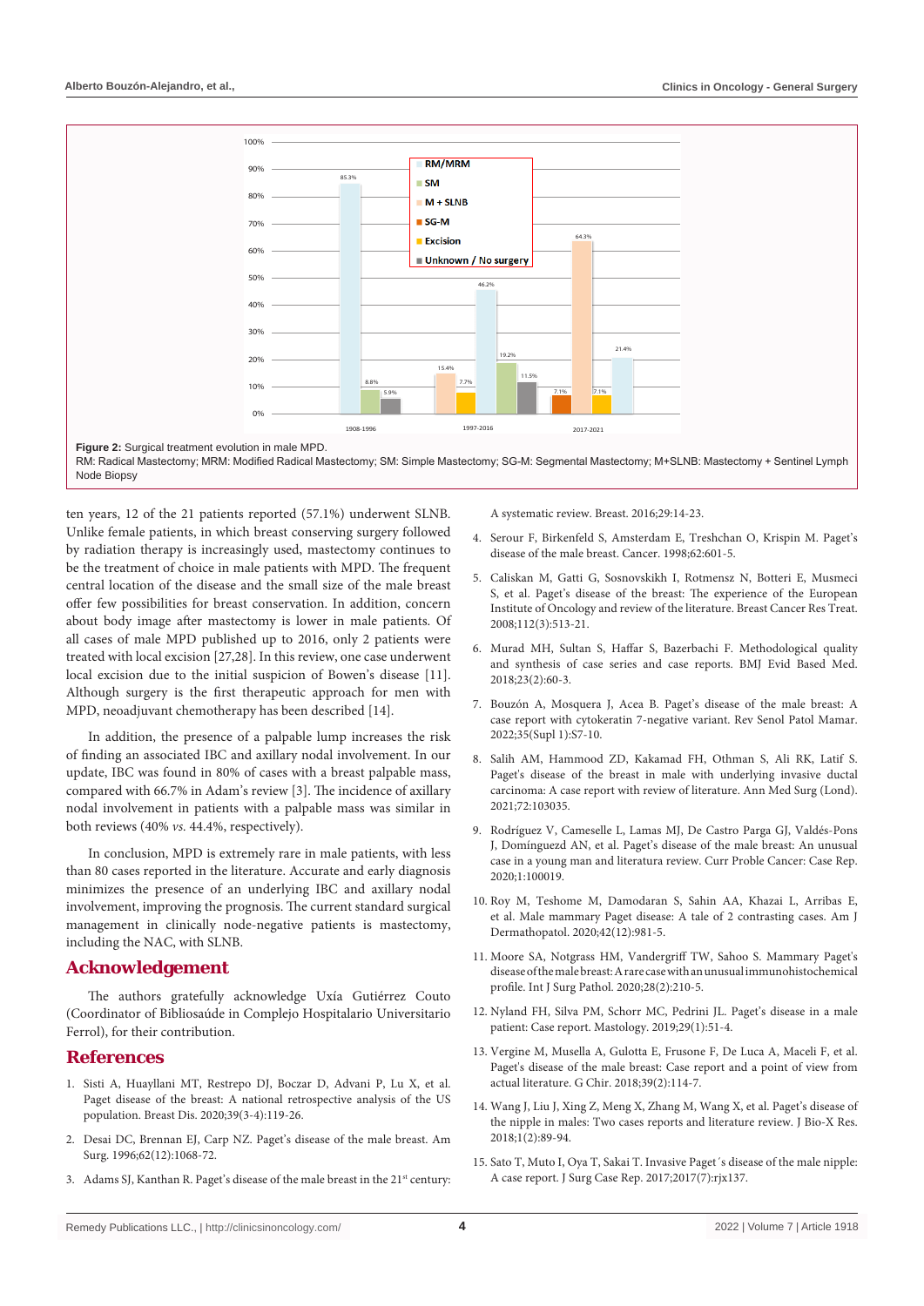Figure 2: Surgical treatment evolution in male MPD.
RM: Radical Mastectomy; MRM: Modified Radical Mastectomy; SM: Simple Mastectomy; SG-M: Segmental Mastectomy; M+SLNB: Mastectomy + Sentinel Lymph Node Biopsy

ten years, 12 of the 21 patients reported (57.1%) underwent SLNB. Unlike female patients, in which breast conserving surgery followed by radiation therapy is increasingly used, mastectomy continues to be the treatment of choice in male patients with MPD. The frequent central location of the disease and the small size of the male breast offer few possibilities for breast conservation. In addition, concern about body image after mastectomy is lower in male patients. Of all cases of male MPD published up to 2016, only 2 patients were treated with local excision [27,28]. In this review, one case underwent local excision due to the initial suspicion of Bowen's disease [11]. Although surgery is the first therapeutic approach for men with MPD, neoadjuvant chemotherapy has been described [14].

In addition, the presence of a palpable lump increases the risk of finding an associated IBC and axillary nodal involvement. In our update, IBC was found in 80% of cases with a breast palpable mass, compared with 66.7% in Adam's review [3]. The incidence of axillary nodal involvement in patients with a palpable mass was similar in both reviews (40% *vs.* 44.4%, respectively).

In conclusion, MPD is extremely rare in male patients, with less than 80 cases reported in the literature. Accurate and early diagnosis minimizes the presence of an underlying IBC and axillary nodal involvement, improving the prognosis. The current standard surgical management in clinically node-negative patients is mastectomy, including the NAC, with SLNB.

## Acknowledgement

The authors gratefully acknowledge Uxía Gutiérrez Couto (Coordinator of Bibliosaúde in Complejo Hospitalario Universitario Ferrol), for their contribution.

## References

1. Sisti A, Huayllani MT, Restrepo DJ, Boczar D, Advani P, Lu X, et al. Paget disease of the breast: A national retrospective analysis of the US population. Breast Dis. 2020;39(3-4):119-26.
2. Desai DC, Brennan EJ, Carp NZ. Paget's disease of the male breast. Am Surg. 1996;62(12):1068-72.
3. Adams SJ, Kanthan R. Paget's disease of the male breast in the 21st century: A systematic review. Breast. 2016;29:14-23.
4. Serour F, Birkenfeld S, Amsterdam E, Treshchan O, Krispin M. Paget's disease of the male breast. Cancer. 1998;62:601-5.
5. Caliskan M, Gatti G, Sosnovskikh I, Rotmensz N, Botteri E, Musmeci S, et al. Paget's disease of the breast: The experience of the European Institute of Oncology and review of the literature. Breast Cancer Res Treat. 2008;112(3):513-21.
6. Murad MH, Sultan S, Haffar S, Bazerbachi F. Methodological quality and synthesis of case series and case reports. BMJ Evid Based Med. 2018;23(2):60-3.
7. Bouzón A, Mosquera J, Acea B. Paget's disease of the male breast: A case report with cytokeratin 7-negative variant. Rev Senol Patol Mamar. 2022;35(Supl 1):S7-10.
8. Salih AM, Hammood ZD, Kakamad FH, Othman S, Ali RK, Latif S. Paget's disease of the breast in male with underlying invasive ductal carcinoma: A case report with review of literature. Ann Med Surg (Lond). 2021;72:103035.
9. Rodríguez V, Cameselle L, Lamas MJ, De Castro Parga GJ, Valdés-Pons J, Domínguezd AN, et al. Paget's disease of the male breast: An unusual case in a young man and literatura review. Curr Proble Cancer: Case Rep. 2020;1:100019.
10. Roy M, Teshome M, Damodaran S, Sahin AA, Khazai L, Arribas E, et al. Male mammary Paget disease: A tale of 2 contrasting cases. Am J Dermathopatol. 2020;42(12):981-5.
11. Moore SA, Notgrass HM, Vandergriff TW, Sahoo S. Mammary Paget's disease of the male breast: A rare case with an unusual immunohistochemical profile. Int J Surg Pathol. 2020;28(2):210-5.
12. Nyland FH, Silva PM, Schorr MC, Pedrini JL. Paget's disease in a male patient: Case report. Mastology. 2019;29(1):51-4.
13. Vergine M, Musella A, Gulotta F, Frusone F, De Luca A, Maceli F, et al. Paget's disease of the male breast: Case report and a point of view from actual literature. G Chir. 2018;39(2):114-7.
14. Wang J, Liu J, Xing Z, Meng X, Zhang M, Wang X, et al. Paget's disease of the nipple in males: Two cases reports and literature review. J Bio-X Res. 2018;1(2):89-94.
15. Sato T, Muto I, Oya T, Sakai T. Invasive Paget´s disease of the male nipple: A case report. J Surg Case Rep. 2017;2017(7):rjx137.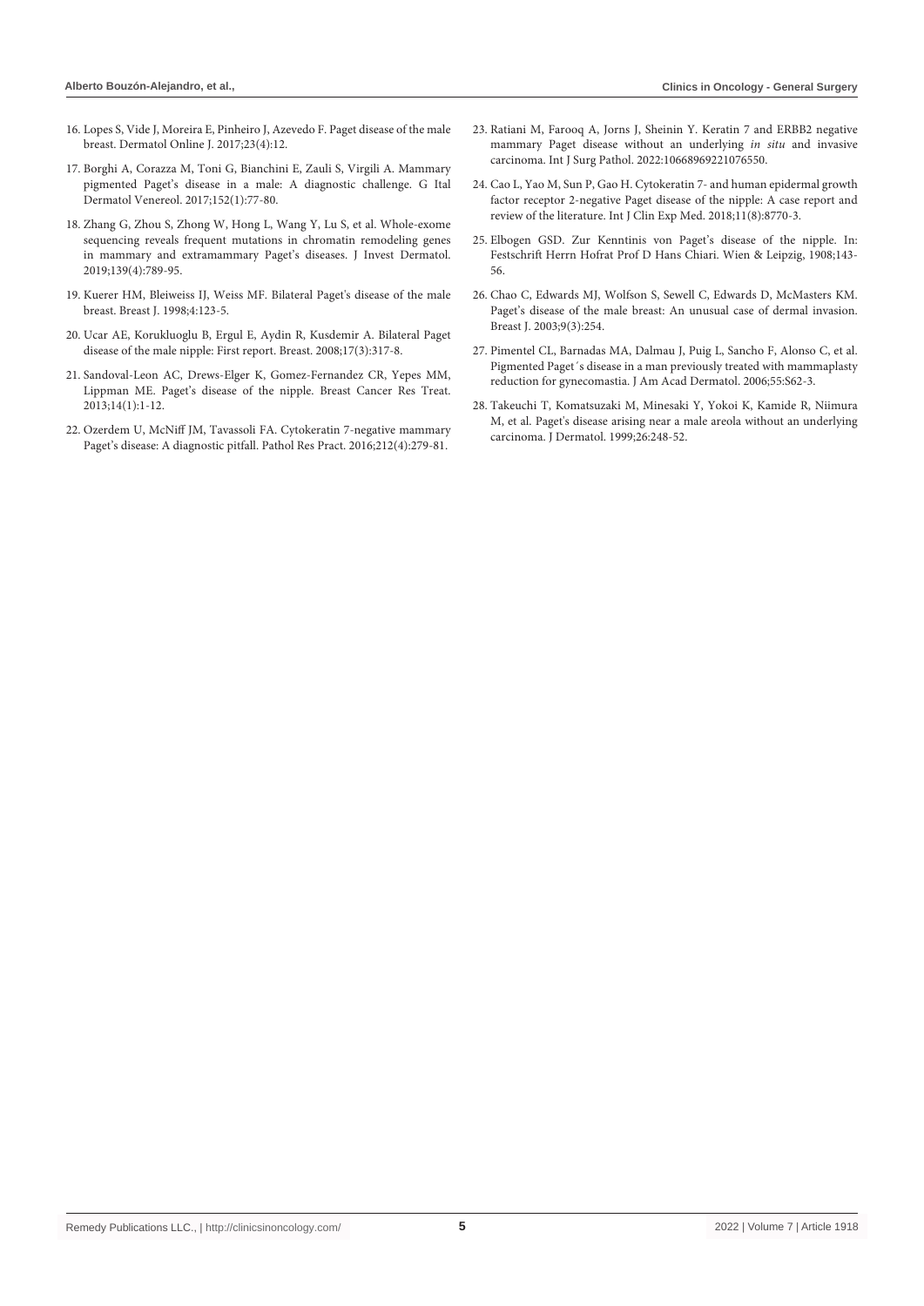16. Lopes S, Vide J, Moreira E, Pinheiro J, Azevedo F. Paget disease of the male breast. Dermatol Online J. 2017;23(4):12.

17. Borghi A, Corazza M, Toni G, Bianchini E, Zauli S, Virgili A. Mammary pigmented Paget's disease in a male: A diagnostic challenge. G Ital Dermatol Venereol. 2017;152(1):77-80.

18. Zhang G, Zhou S, Zhong W, Hong L, Wang Y, Lu S, et al. Whole-exome sequencing reveals frequent mutations in chromatin remodeling genes in mammary and extramammary Paget's diseases. J Invest Dermatol. 2019;139(4):789-95.

19. Kuerer HM, Bleiweiss IJ, Weiss MF. Bilateral Paget's disease of the male breast. Breast J. 1998;4:123-5.

20. Ucar AE, Korukluoglu B, Ergul E, Aydin R, Kusdemir A. Bilateral Paget disease of the male nipple: First report. Breast. 2008;17(3):317-8.

21. Sandoval-Leon AC, Drews-Elger K, Gomez-Fernandez CR, Yepes MM, Lippman ME. Paget's disease of the nipple. Breast Cancer Res Treat. 2013;14(1):1-12.

22. Ozerdem U, McNiff JM, Tavassoli FA. Cytokeratin 7-negative mammary Paget's disease: A diagnostic pitfall. Pathol Res Pract. 2016;212(4):279-81.

23. Ratiani M, Farooq A, Jorns J, Sheinin Y. Keratin 7 and ERBB2 negative mammary Paget disease without an underlying *in situ* and invasive carcinoma. Int J Surg Pathol. 2022:10668969221076550.

24. Cao L, Yao M, Sun P, Gao H. Cytokeratin 7- and human epidermal growth factor receptor 2-negative Paget disease of the nipple: A case report and review of the literature. Int J Clin Exp Med. 2018;11(8):8770-3.

25. Elbogen GSD. Zur Kenntinis von Paget's disease of the nipple. In: Festschrift Herrn Hofrat Prof D Hans Chiari. Wien & Leipzig, 1908;143-56.

26. Chao C, Edwards MJ, Wolfson S, Sewell C, Edwards D, McMasters KM. Paget's disease of the male breast: An unusual case of dermal invasion. Breast J. 2003;9(3):254.

27. Pimentel CL, Barnadas MA, Dalmau J, Puig L, Sancho F, Alonso C, et al. Pigmented Paget´s disease in a man previously treated with mammaplasty reduction for gynecomastia. J Am Acad Dermatol. 2006;55:S62-3.

28. Takeuchi T, Komatsuzaki M, Minesaki Y, Yokoi K, Kamide R, Niimura M, et al. Paget's disease arising near a male areola without an underlying carcinoma. J Dermatol. 1999;26:248-52.